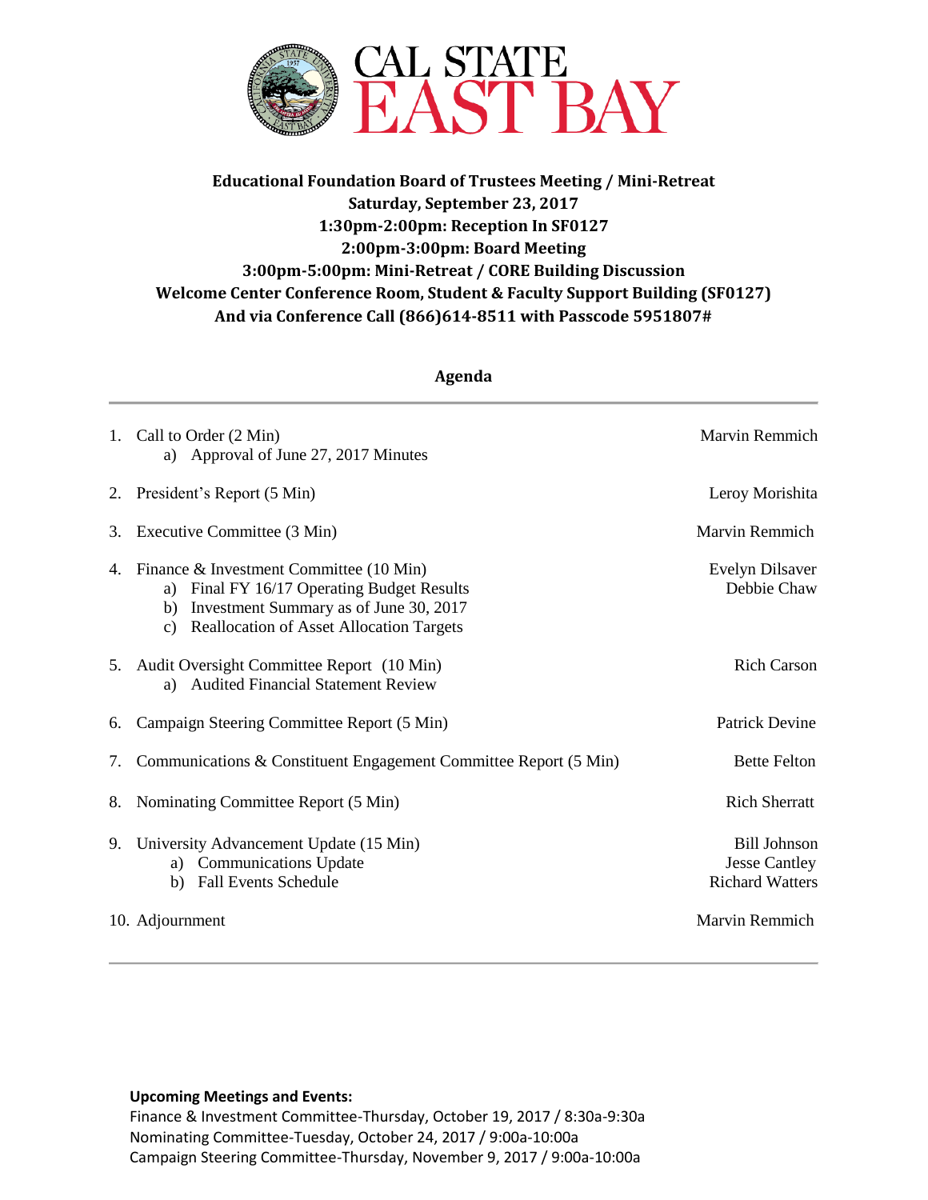# CAL STATE EAST BAY

**Educational Foundation Board of Trustees Meeting / Mini-Retreat**
**Saturday, September 23, 2017**
**1:30pm-2:00pm: Reception In SF0127**
**2:00pm-3:00pm: Board Meeting**
**3:00pm-5:00pm: Mini-Retreat / CORE Building Discussion**
**Welcome Center Conference Room, Student & Faculty Support Building (SF0127)**
**And via Conference Call (866)614-8511 with Passcode 5951807#**

## Agenda

---

1. Call to Order (2 Min) — Marvin Remmich
   a) Approval of June 27, 2017 Minutes

2. President's Report (5 Min) — Leroy Morishita

3. Executive Committee (3 Min) — Marvin Remmich

4. Finance & Investment Committee (10 Min) — Evelyn Dilsaver, Debbie Chaw
   a) Final FY 16/17 Operating Budget Results
   b) Investment Summary as of June 30, 2017
   c) Reallocation of Asset Allocation Targets

5. Audit Oversight Committee Report (10 Min) — Rich Carson
   a) Audited Financial Statement Review

6. Campaign Steering Committee Report (5 Min) — Patrick Devine

7. Communications & Constituent Engagement Committee Report (5 Min) — Bette Felton

8. Nominating Committee Report (5 Min) — Rich Sherratt

9. University Advancement Update (15 Min) — Bill Johnson, Jesse Cantley, Richard Watters
   a) Communications Update
   b) Fall Events Schedule

10. Adjournment — Marvin Remmich

---

**Upcoming Meetings and Events:**
Finance & Investment Committee-Thursday, October 19, 2017 / 8:30a-9:30a
Nominating Committee-Tuesday, October 24, 2017 / 9:00a-10:00a
Campaign Steering Committee-Thursday, November 9, 2017 / 9:00a-10:00a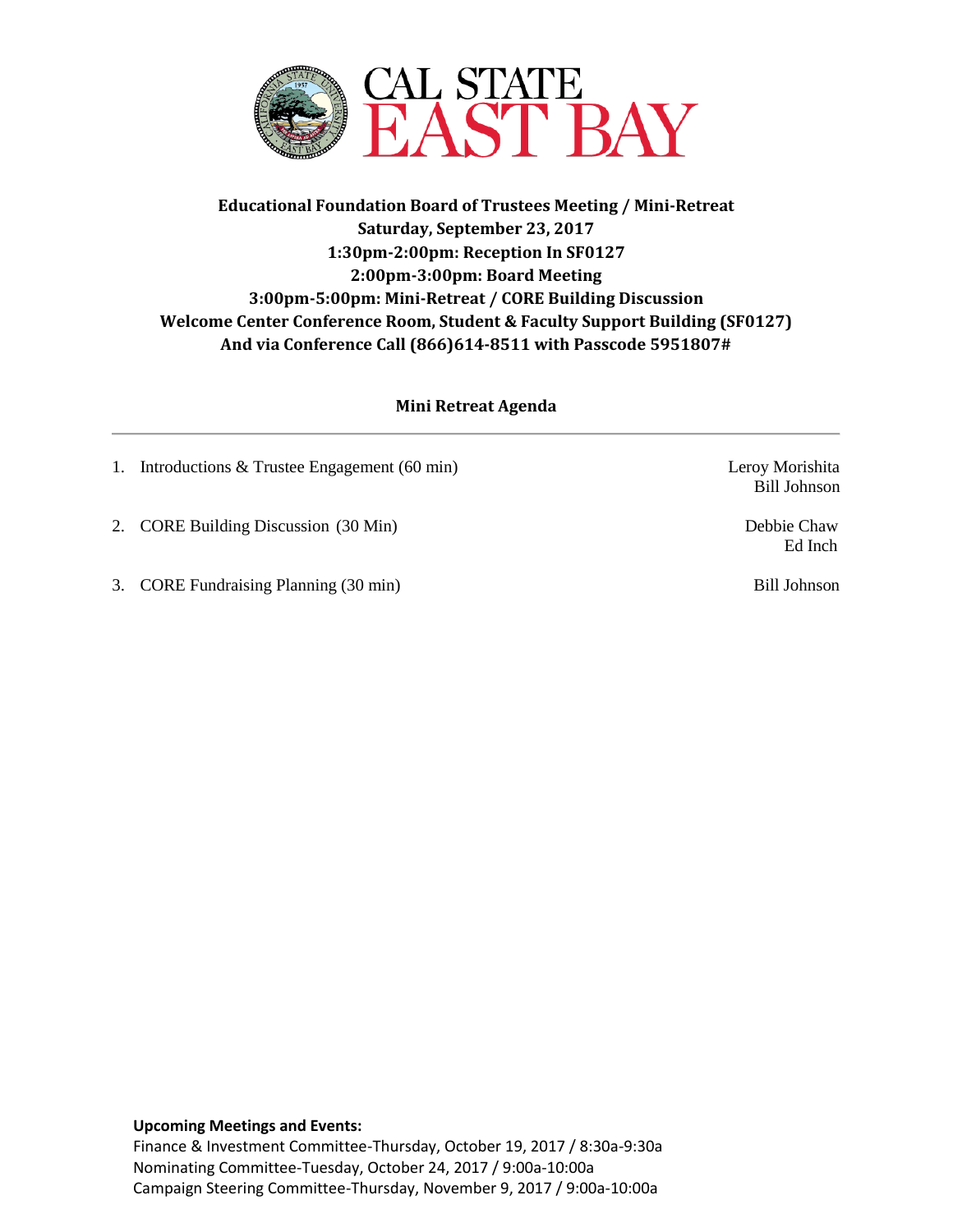CAL STATE EAST BAY

**Educational Foundation Board of Trustees Meeting / Mini-Retreat**
**Saturday, September 23, 2017**
**1:30pm-2:00pm: Reception In SF0127**
**2:00pm-3:00pm: Board Meeting**
**3:00pm-5:00pm: Mini-Retreat / CORE Building Discussion**
**Welcome Center Conference Room, Student & Faculty Support Building (SF0127)**
**And via Conference Call (866)614-8511 with Passcode 5951807#**

**Mini Retreat Agenda**

---

1. Introductions & Trustee Engagement (60 min) — Leroy Morishita, Bill Johnson
2. CORE Building Discussion (30 Min) — Debbie Chaw, Ed Inch
3. CORE Fundraising Planning (30 min) — Bill Johnson

**Upcoming Meetings and Events:**
Finance & Investment Committee-Thursday, October 19, 2017 / 8:30a-9:30a
Nominating Committee-Tuesday, October 24, 2017 / 9:00a-10:00a
Campaign Steering Committee-Thursday, November 9, 2017 / 9:00a-10:00a